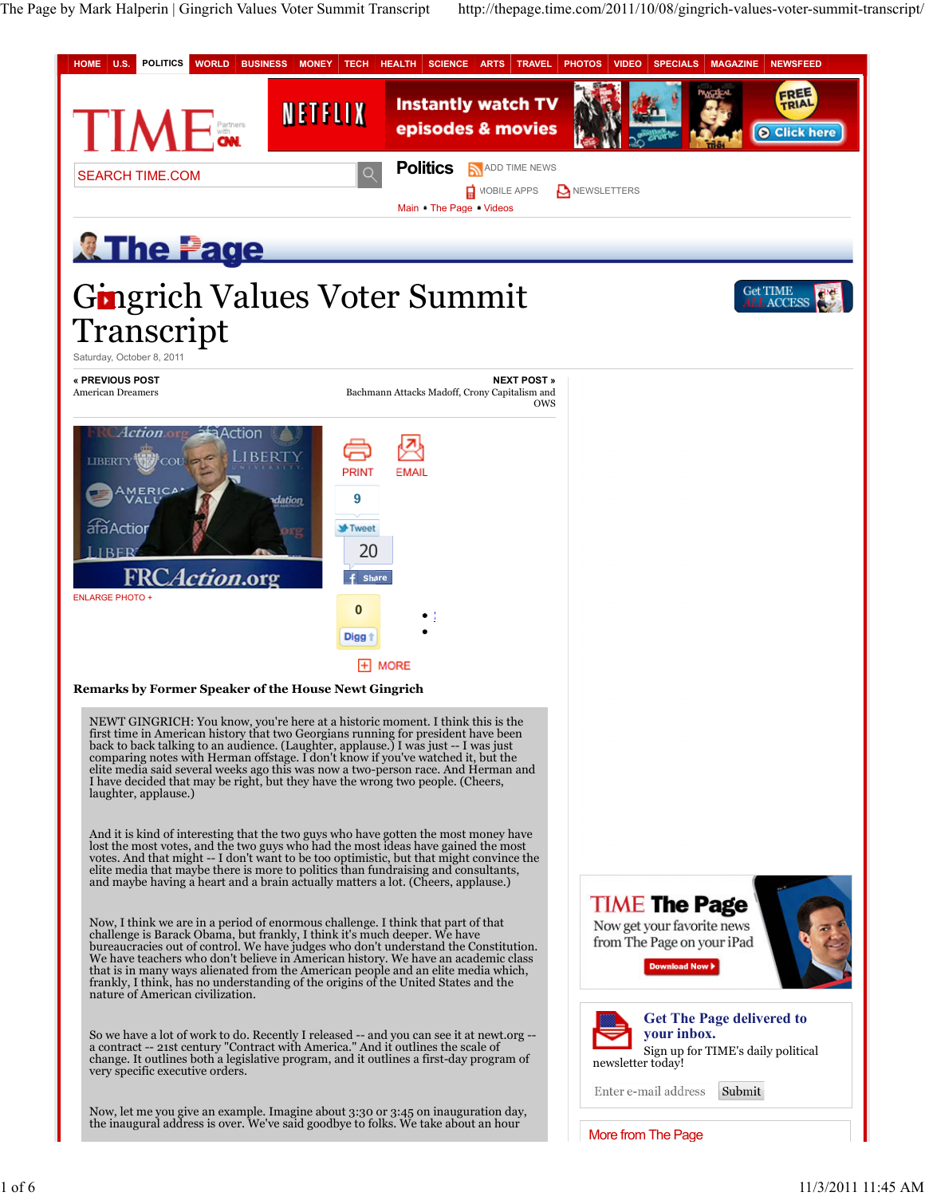# Gingrich Values Voter Summit Transcript

Saturday, October 8, 2011

**« PREVIOUS POST**
American Dreamers

**NEXT POST »**
Bachmann Attacks Madoff, Crony Capitalism and OWS

**Remarks by Former Speaker of the House Newt Gingrich**

NEWT GINGRICH: You know, you're here at a historic moment. I think this is the first time in American history that two Georgians running for president have been back to back talking to an audience. (Laughter, applause.) I was just -- I was just comparing notes with Herman offstage. I don't know if you've watched it, but the elite media said several weeks ago this was now a two-person race. And Herman and I have decided that may be right, but they have the wrong two people. (Cheers, laughter, applause.)

And it is kind of interesting that the two guys who have gotten the most money have lost the most votes, and the two guys who had the most ideas have gained the most votes. And that might -- I don't want to be too optimistic, but that might convince the elite media that maybe there is more to politics than fundraising and consultants, and maybe having a heart and a brain actually matters a lot. (Cheers, applause.)

Now, I think we are in a period of enormous challenge. I think that part of that challenge is Barack Obama, but frankly, I think it's much deeper. We have bureaucracies out of control. We have judges who don't understand the Constitution. We have teachers who don't believe in American history. We have an academic class that is in many ways alienated from the American people and an elite media which, frankly, I think, has no understanding of the origins of the United States and the nature of American civilization.

So we have a lot of work to do. Recently I released -- and you can see it at newt.org -- a contract -- 21st century "Contract with America." And it outlines the scale of change. It outlines both a legislative program, and it outlines a first-day program of very specific executive orders.

Now, let me you give an example. Imagine about 3:30 or 3:45 on inauguration day, the inaugural address is over. We've said goodbye to folks. We take about an hour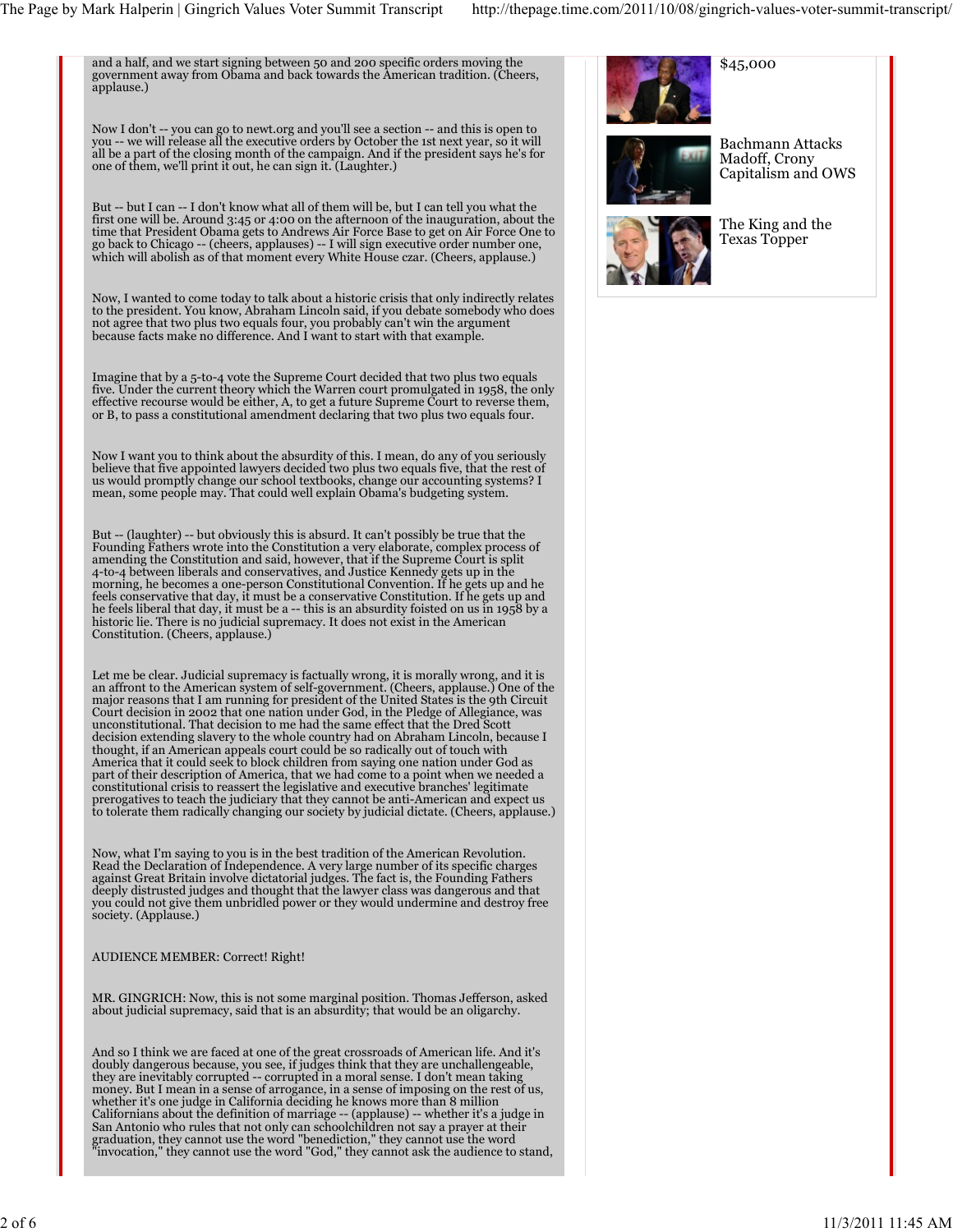and a half, and we start signing between 50 and 200 specific orders moving the government away from Obama and back towards the American tradition. (Cheers, applause.)

Now I don't -- you can go to newt.org and you'll see a section -- and this is open to you -- we will release all the executive orders by October the 1st next year, so it will all be a part of the closing month of the campaign. And if the president says he's for one of them, we'll print it out, he can sign it. (Laughter.)

But -- but I can -- I don't know what all of them will be, but I can tell you what the first one will be. Around 3:45 or 4:00 on the afternoon of the inauguration, about the time that President Obama gets to Andrews Air Force Base to get on Air Force One to go back to Chicago -- (cheers, applauses) -- I will sign executive order number one, which will abolish as of that moment every White House czar. (Cheers, applause.)

Now, I wanted to come today to talk about a historic crisis that only indirectly relates to the president. You know, Abraham Lincoln said, if you debate somebody who does not agree that two plus two equals four, you probably can't win the argument because facts make no difference. And I want to start with that example.

Imagine that by a 5-to-4 vote the Supreme Court decided that two plus two equals five. Under the current theory which the Warren court promulgated in 1958, the only effective recourse would be either, A, to get a future Supreme Court to reverse them, or B, to pass a constitutional amendment declaring that two plus two equals four.

Now I want you to think about the absurdity of this. I mean, do any of you seriously believe that five appointed lawyers decided two plus two equals five, that the rest of us would promptly change our school textbooks, change our accounting systems? I mean, some people may. That could well explain Obama's budgeting system.

But -- (laughter) -- but obviously this is absurd. It can't possibly be true that the Founding Fathers wrote into the Constitution a very elaborate, complex process of amending the Constitution and said, however, that if the Supreme Court is split 4-to-4 between liberals and conservatives, and Justice Kennedy gets up in the morning, he becomes a one-person Constitutional Convention. If he gets up and he feels conservative that day, it must be a conservative Constitution. If he gets up and he feels liberal that day, it must be a -- this is an absurdity foisted on us in 1958 by a historic lie. There is no judicial supremacy. It does not exist in the American Constitution. (Cheers, applause.)

Let me be clear. Judicial supremacy is factually wrong, it is morally wrong, and it is an affront to the American system of self-government. (Cheers, applause.) One of the major reasons that I am running for president of the United States is the 9th Circuit Court decision in 2002 that one nation under God, in the Pledge of Allegiance, was unconstitutional. That decision to me had the same effect that the Dred Scott decision extending slavery to the whole country had on Abraham Lincoln, because I thought, if an American appeals court could be so radically out of touch with America that it could seek to block children from saying one nation under God as part of their description of America, that we had come to a point when we needed a constitutional crisis to reassert the legislative and executive branches' legitimate prerogatives to teach the judiciary that they cannot be anti-American and expect us to tolerate them radically changing our society by judicial dictate. (Cheers, applause.)

Now, what I'm saying to you is in the best tradition of the American Revolution. Read the Declaration of Independence. A very large number of its specific charges against Great Britain involve dictatorial judges. The fact is, the Founding Fathers deeply distrusted judges and thought that the lawyer class was dangerous and that you could not give them unbridled power or they would undermine and destroy free society. (Applause.)

AUDIENCE MEMBER: Correct! Right!

MR. GINGRICH: Now, this is not some marginal position. Thomas Jefferson, asked about judicial supremacy, said that is an absurdity; that would be an oligarchy.

And so I think we are faced at one of the great crossroads of American life. And it's doubly dangerous because, you see, if judges think that they are unchallengeable, they are inevitably corrupted -- corrupted in a moral sense. I don't mean taking money. But I mean in a sense of arrogance, in a sense of imposing on the rest of us, whether it's one judge in California deciding he knows more than 8 million Californians about the definition of marriage -- (applause) -- whether it's a judge in San Antonio who rules that not only can schoolchildren not say a prayer at their graduation, they cannot use the word "benediction," they cannot use the word "invocation," they cannot use the word "God," they cannot ask the audience to stand,

$45,000

Bachmann Attacks Madoff, Crony Capitalism and OWS

The King and the Texas Topper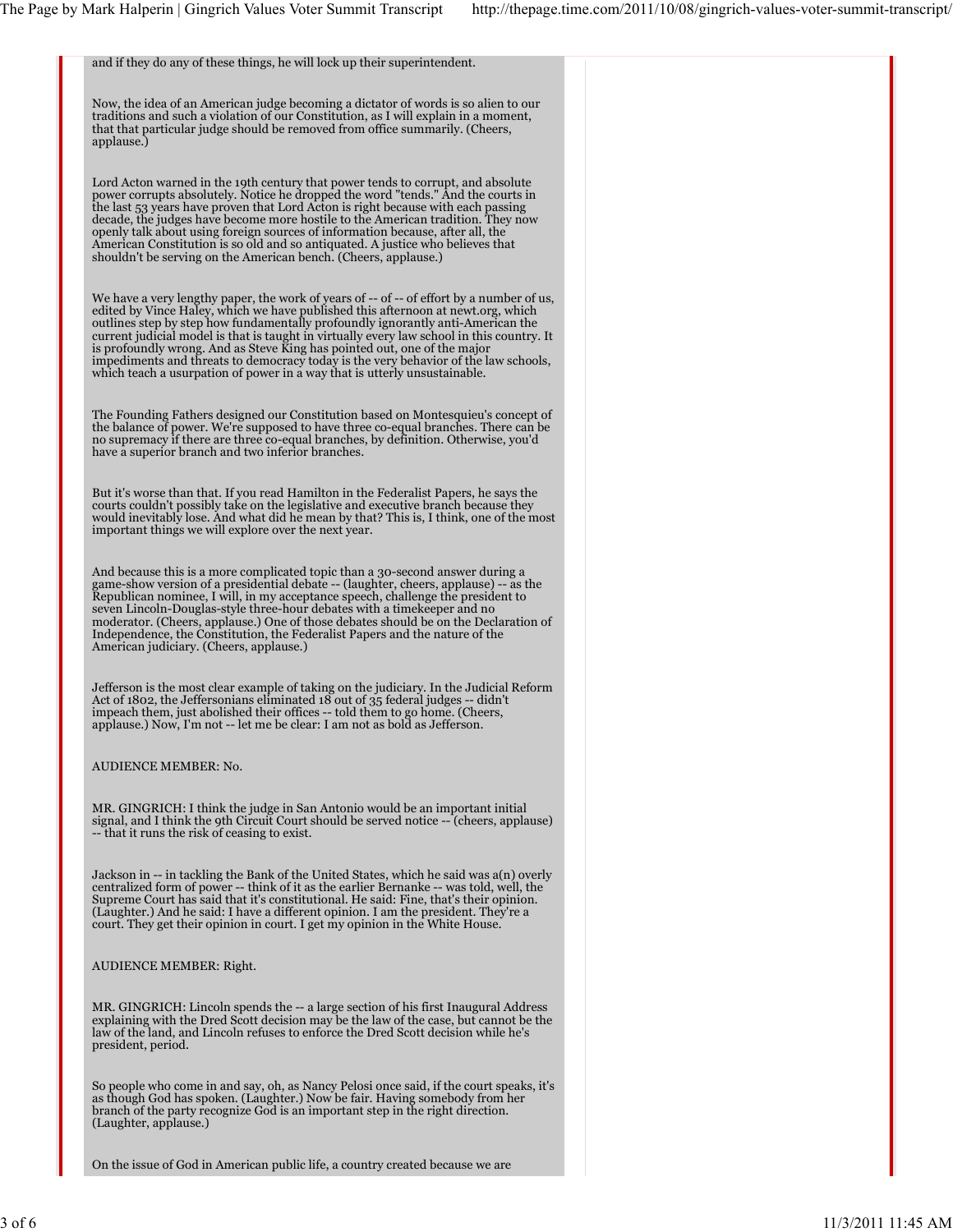and if they do any of these things, he will lock up their superintendent.

Now, the idea of an American judge becoming a dictator of words is so alien to our traditions and such a violation of our Constitution, as I will explain in a moment, that that particular judge should be removed from office summarily. (Cheers, applause.)

Lord Acton warned in the 19th century that power tends to corrupt, and absolute power corrupts absolutely. Notice he dropped the word "tends." And the courts in the last 53 years have proven that Lord Acton is right because with each passing decade, the judges have become more hostile to the American tradition. They now openly talk about using foreign sources of information because, after all, the American Constitution is so old and so antiquated. A justice who believes that shouldn't be serving on the American bench. (Cheers, applause.)

We have a very lengthy paper, the work of years of -- of -- of effort by a number of us, edited by Vince Haley, which we have published this afternoon at newt.org, which outlines step by step how fundamentally profoundly ignorantly anti-American the current judicial model is that is taught in virtually every law school in this country. It is profoundly wrong. And as Steve King has pointed out, one of the major impediments and threats to democracy today is the very behavior of the law schools, which teach a usurpation of power in a way that is utterly unsustainable.

The Founding Fathers designed our Constitution based on Montesquieu's concept of the balance of power. We're supposed to have three co-equal branches. There can be no supremacy if there are three co-equal branches, by definition. Otherwise, you'd have a superior branch and two inferior branches.

But it's worse than that. If you read Hamilton in the Federalist Papers, he says the courts couldn't possibly take on the legislative and executive branch because they would inevitably lose. And what did he mean by that? This is, I think, one of the most important things we will explore over the next year.

And because this is a more complicated topic than a 30-second answer during a game-show version of a presidential debate -- (laughter, cheers, applause) -- as the Republican nominee, I will, in my acceptance speech, challenge the president to seven Lincoln-Douglas-style three-hour debates with a timekeeper and no moderator. (Cheers, applause.) One of those debates should be on the Declaration of Independence, the Constitution, the Federalist Papers and the nature of the American judiciary. (Cheers, applause.)

Jefferson is the most clear example of taking on the judiciary. In the Judicial Reform Act of 1802, the Jeffersonians eliminated 18 out of 35 federal judges -- didn't impeach them, just abolished their offices -- told them to go home. (Cheers, applause.) Now, I'm not -- let me be clear: I am not as bold as Jefferson.

AUDIENCE MEMBER: No.

MR. GINGRICH: I think the judge in San Antonio would be an important initial signal, and I think the 9th Circuit Court should be served notice -- (cheers, applause) -- that it runs the risk of ceasing to exist.

Jackson in -- in tackling the Bank of the United States, which he said was a(n) overly centralized form of power -- think of it as the earlier Bernanke -- was told, well, the Supreme Court has said that it's constitutional. He said: Fine, that's their opinion. (Laughter.) And he said: I have a different opinion. I am the president. They're a court. They get their opinion in court. I get my opinion in the White House.

AUDIENCE MEMBER: Right.

MR. GINGRICH: Lincoln spends the -- a large section of his first Inaugural Address explaining with the Dred Scott decision may be the law of the case, but cannot be the law of the land, and Lincoln refuses to enforce the Dred Scott decision while he's president, period.

So people who come in and say, oh, as Nancy Pelosi once said, if the court speaks, it's as though God has spoken. (Laughter.) Now be fair. Having somebody from her branch of the party recognize God is an important step in the right direction. (Laughter, applause.)

On the issue of God in American public life, a country created because we are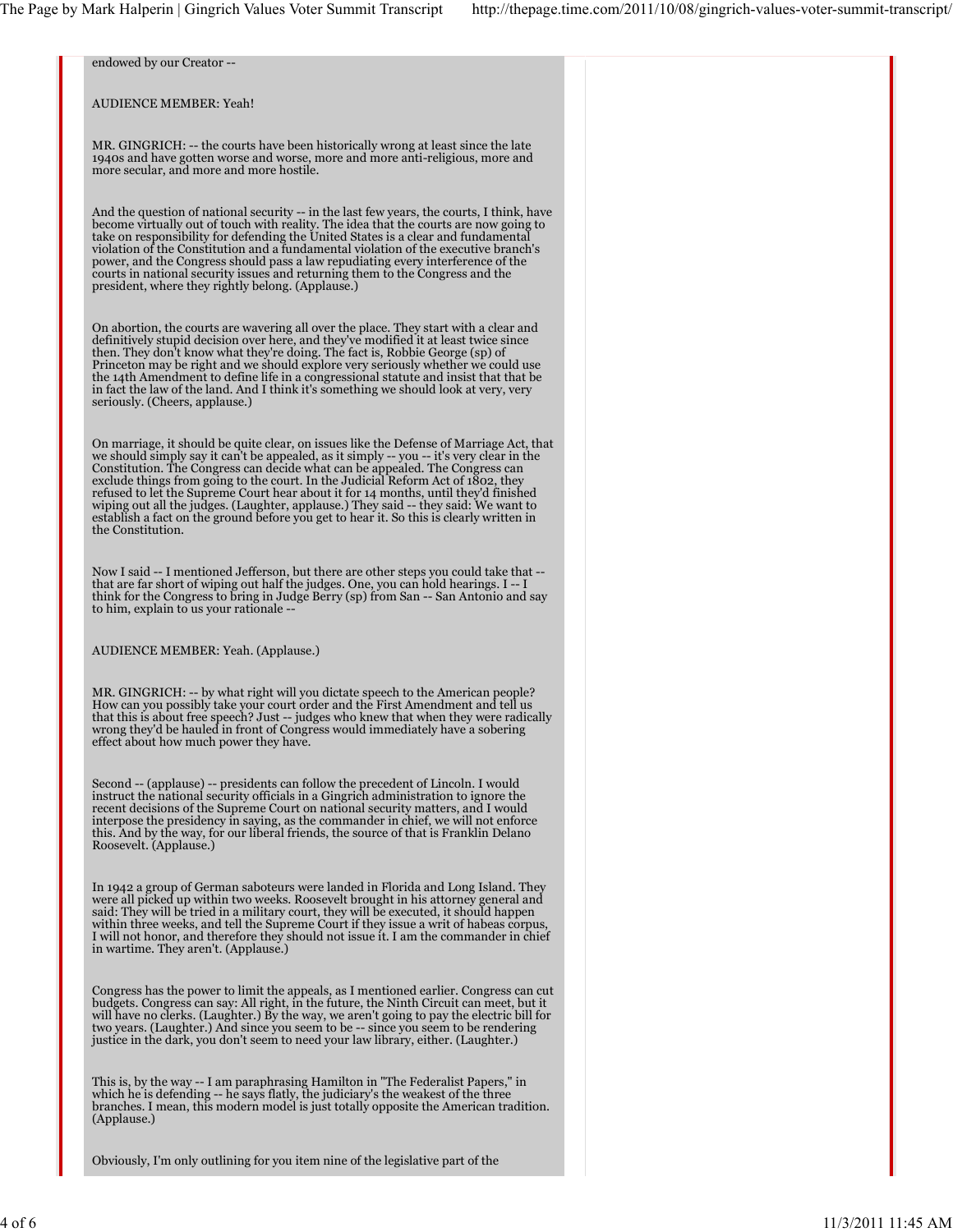endowed by our Creator --

AUDIENCE MEMBER: Yeah!

MR. GINGRICH: -- the courts have been historically wrong at least since the late 1940s and have gotten worse and worse, more and more anti-religious, more and more secular, and more and more hostile.

And the question of national security -- in the last few years, the courts, I think, have become virtually out of touch with reality. The idea that the courts are now going to take on responsibility for defending the United States is a clear and fundamental violation of the Constitution and a fundamental violation of the executive branch's power, and the Congress should pass a law repudiating every interference of the courts in national security issues and returning them to the Congress and the president, where they rightly belong. (Applause.)

On abortion, the courts are wavering all over the place. They start with a clear and definitively stupid decision over here, and they've modified it at least twice since then. They don't know what they're doing. The fact is, Robbie George (sp) of Princeton may be right and we should explore very seriously whether we could use the 14th Amendment to define life in a congressional statute and insist that that be in fact the law of the land. And I think it's something we should look at very, very seriously. (Cheers, applause.)

On marriage, it should be quite clear, on issues like the Defense of Marriage Act, that we should simply say it can't be appealed, as it simply -- you -- it's very clear in the Constitution. The Congress can decide what can be appealed. The Congress can exclude things from going to the court. In the Judicial Reform Act of 1802, they refused to let the Supreme Court hear about it for 14 months, until they'd finished wiping out all the judges. (Laughter, applause.) They said -- they said: We want to establish a fact on the ground before you get to hear it. So this is clearly written in the Constitution.

Now I said -- I mentioned Jefferson, but there are other steps you could take that -- that are far short of wiping out half the judges. One, you can hold hearings. I -- I think for the Congress to bring in Judge Berry (sp) from San -- San Antonio and say to him, explain to us your rationale --

AUDIENCE MEMBER: Yeah. (Applause.)

MR. GINGRICH: -- by what right will you dictate speech to the American people? How can you possibly take your court order and the First Amendment and tell us that this is about free speech? Just -- judges who knew that when they were radically wrong they'd be hauled in front of Congress would immediately have a sobering effect about how much power they have.

Second -- (applause) -- presidents can follow the precedent of Lincoln. I would instruct the national security officials in a Gingrich administration to ignore the recent decisions of the Supreme Court on national security matters, and I would interpose the presidency in saying, as the commander in chief, we will not enforce this. And by the way, for our liberal friends, the source of that is Franklin Delano Roosevelt. (Applause.)

In 1942 a group of German saboteurs were landed in Florida and Long Island. They were all picked up within two weeks. Roosevelt brought in his attorney general and said: They will be tried in a military court, they will be executed, it should happen within three weeks, and tell the Supreme Court if they issue a writ of habeas corpus, I will not honor, and therefore they should not issue it. I am the commander in chief in wartime. They aren't. (Applause.)

Congress has the power to limit the appeals, as I mentioned earlier. Congress can cut budgets. Congress can say: All right, in the future, the Ninth Circuit can meet, but it will have no clerks. (Laughter.) By the way, we aren't going to pay the electric bill for two years. (Laughter.) And since you seem to be -- since you seem to be rendering justice in the dark, you don't seem to need your law library, either. (Laughter.)

This is, by the way -- I am paraphrasing Hamilton in "The Federalist Papers," in which he is defending -- he says flatly, the judiciary's the weakest of the three branches. I mean, this modern model is just totally opposite the American tradition. (Applause.)

Obviously, I'm only outlining for you item nine of the legislative part of the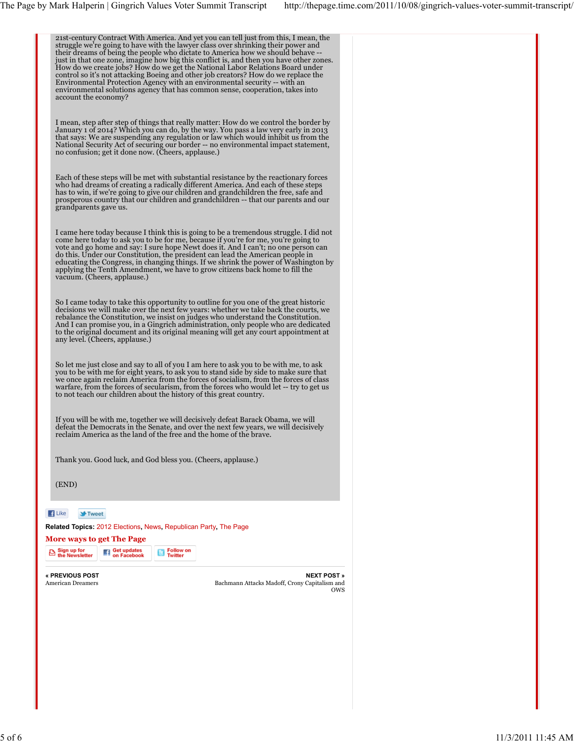21st-century Contract With America. And yet you can tell just from this, I mean, the struggle we're going to have with the lawyer class over shrinking their power and their dreams of being the people who dictate to America how we should behave -- just in that one zone, imagine how big this conflict is, and then you have other zones. How do we create jobs? How do we get the National Labor Relations Board under control so it's not attacking Boeing and other job creators? How do we replace the Environmental Protection Agency with an environmental security -- with an environmental solutions agency that has common sense, cooperation, takes into account the economy?

I mean, step after step of things that really matter: How do we control the border by January 1 of 2014? Which you can do, by the way. You pass a law very early in 2013 that says: We are suspending any regulation or law which would inhibit us from the National Security Act of securing our border -- no environmental impact statement, no confusion; get it done now. (Cheers, applause.)

Each of these steps will be met with substantial resistance by the reactionary forces who had dreams of creating a radically different America. And each of these steps has to win, if we're going to give our children and grandchildren the free, safe and prosperous country that our children and grandchildren -- that our parents and our grandparents gave us.

I came here today because I think this is going to be a tremendous struggle. I did not come here today to ask you to be for me, because if you're for me, you're going to vote and go home and say: I sure hope Newt does it. And I can't; no one person can do this. Under our Constitution, the president can lead the American people in educating the Congress, in changing things. If we shrink the power of Washington by applying the Tenth Amendment, we have to grow citizens back home to fill the vacuum. (Cheers, applause.)

So I came today to take this opportunity to outline for you one of the great historic decisions we will make over the next few years: whether we take back the courts, we rebalance the Constitution, we insist on judges who understand the Constitution. And I can promise you, in a Gingrich administration, only people who are dedicated to the original document and its original meaning will get any court appointment at any level. (Cheers, applause.)

So let me just close and say to all of you I am here to ask you to be with me, to ask you to be with me for eight years, to ask you to stand side by side to make sure that we once again reclaim America from the forces of socialism, from the forces of class warfare, from the forces of secularism, from the forces who would let -- try to get us to not teach our children about the history of this great country.

If you will be with me, together we will decisively defeat Barack Obama, we will defeat the Democrats in the Senate, and over the next few years, we will decisively reclaim America as the land of the free and the home of the brave.

Thank you. Good luck, and God bless you. (Cheers, applause.)

(END)

Like Tweet

**Related Topics:** 2012 Elections, News, Republican Party, The Page

**More ways to get The Page**

Sign up for the Newsletter | Get updates on Facebook | Follow on Twitter

**« PREVIOUS POST**
American Dreamers

**NEXT POST »**
Bachmann Attacks Madoff, Crony Capitalism and OWS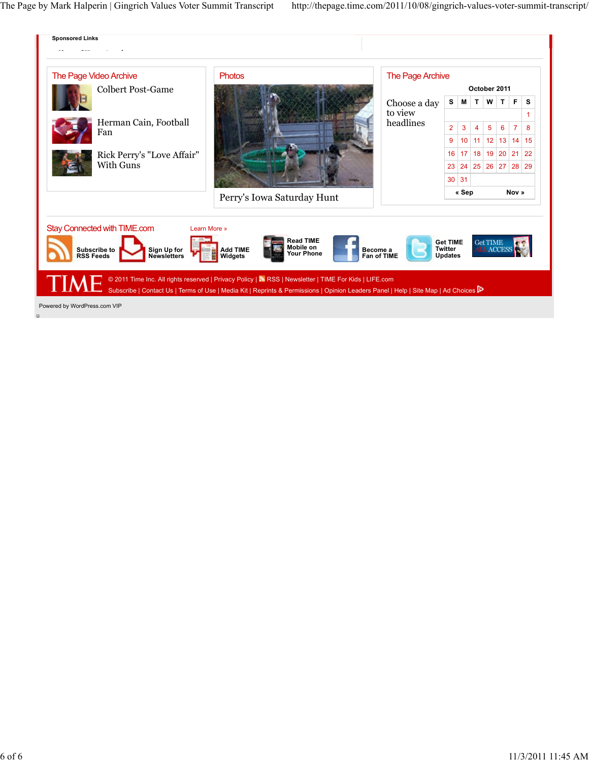Sponsored Links

## The Page Video Archive

Colbert Post-Game

Herman Cain, Football Fan

Rick Perry's "Love Affair" With Guns

## Photos

Perry's Iowa Saturday Hunt

## The Page Archive

Choose a day to view headlines

October 2011

| S | M | T | W | T | F | S |
|---|---|---|---|---|---|---|
| | | | | | | 1 |
| 2 | 3 | 4 | 5 | 6 | 7 | 8 |
| 9 | 10 | 11 | 12 | 13 | 14 | 15 |
| 16 | 17 | 18 | 19 | 20 | 21 | 22 |
| 23 | 24 | 25 | 26 | 27 | 28 | 29 |
| 30 | 31 | | | | | |

« Sep Nov »

## Stay Connected with TIME.com

Learn More »

Subscribe to RSS Feeds

Sign Up for Newsletters

Add TIME Widgets

Read TIME Mobile on Your Phone

Become a Fan of TIME

Get TIME Twitter Updates

Get TIME ALL ACCESS

TIME © 2011 Time Inc. All rights reserved | Privacy Policy | RSS | Newsletter | TIME For Kids | LIFE.com

Subscribe | Contact Us | Terms of Use | Media Kit | Reprints & Permissions | Opinion Leaders Panel | Help | Site Map | Ad Choices

Powered by WordPress.com VIP